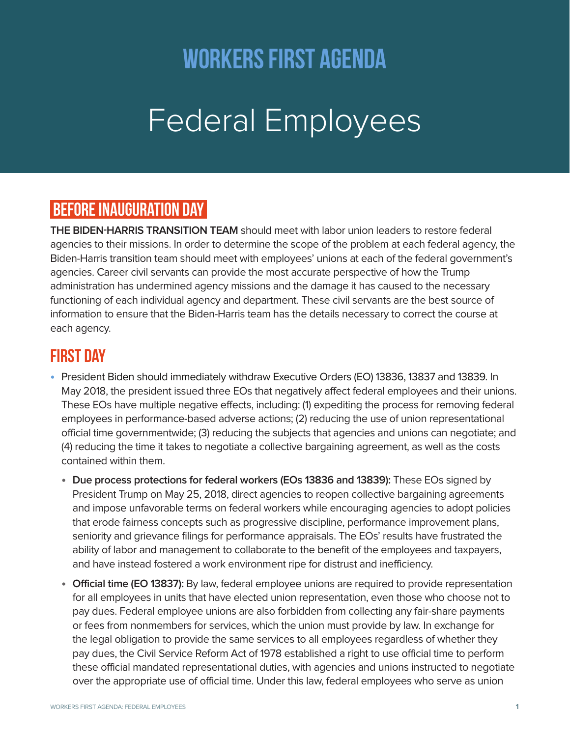# WORKERS FIRST AGENDA

# Federal Employees

## BEFORE INAUGURATION DAY

**THE BIDEN-HARRIS TRANSITION TEAM** should meet with labor union leaders to restore federal agencies to their missions. In order to determine the scope of the problem at each federal agency, the Biden-Harris transition team should meet with employees' unions at each of the federal government's agencies. Career civil servants can provide the most accurate perspective of how the Trump administration has undermined agency missions and the damage it has caused to the necessary functioning of each individual agency and department. These civil servants are the best source of information to ensure that the Biden-Harris team has the details necessary to correct the course at each agency.

## FIRST DAY

- President Biden should immediately withdraw Executive Orders (EO) 13836, 13837 and 13839. In May 2018, the president issued three EOs that negatively affect federal employees and their unions. These EOs have multiple negative effects, including: (1) expediting the process for removing federal employees in performance-based adverse actions; (2) reducing the use of union representational official time governmentwide; (3) reducing the subjects that agencies and unions can negotiate; and (4) reducing the time it takes to negotiate a collective bargaining agreement, as well as the costs contained within them.
  - **Due process protections for federal workers (EOs 13836 and 13839):** These EOs signed by President Trump on May 25, 2018, direct agencies to reopen collective bargaining agreements and impose unfavorable terms on federal workers while encouraging agencies to adopt policies that erode fairness concepts such as progressive discipline, performance improvement plans, seniority and grievance filings for performance appraisals. The EOs' results have frustrated the ability of labor and management to collaborate to the benefit of the employees and taxpayers, and have instead fostered a work environment ripe for distrust and inefficiency.
  - **Official time (EO 13837):** By law, federal employee unions are required to provide representation for all employees in units that have elected union representation, even those who choose not to pay dues. Federal employee unions are also forbidden from collecting any fair-share payments or fees from nonmembers for services, which the union must provide by law. In exchange for the legal obligation to provide the same services to all employees regardless of whether they pay dues, the Civil Service Reform Act of 1978 established a right to use official time to perform these official mandated representational duties, with agencies and unions instructed to negotiate over the appropriate use of official time. Under this law, federal employees who serve as union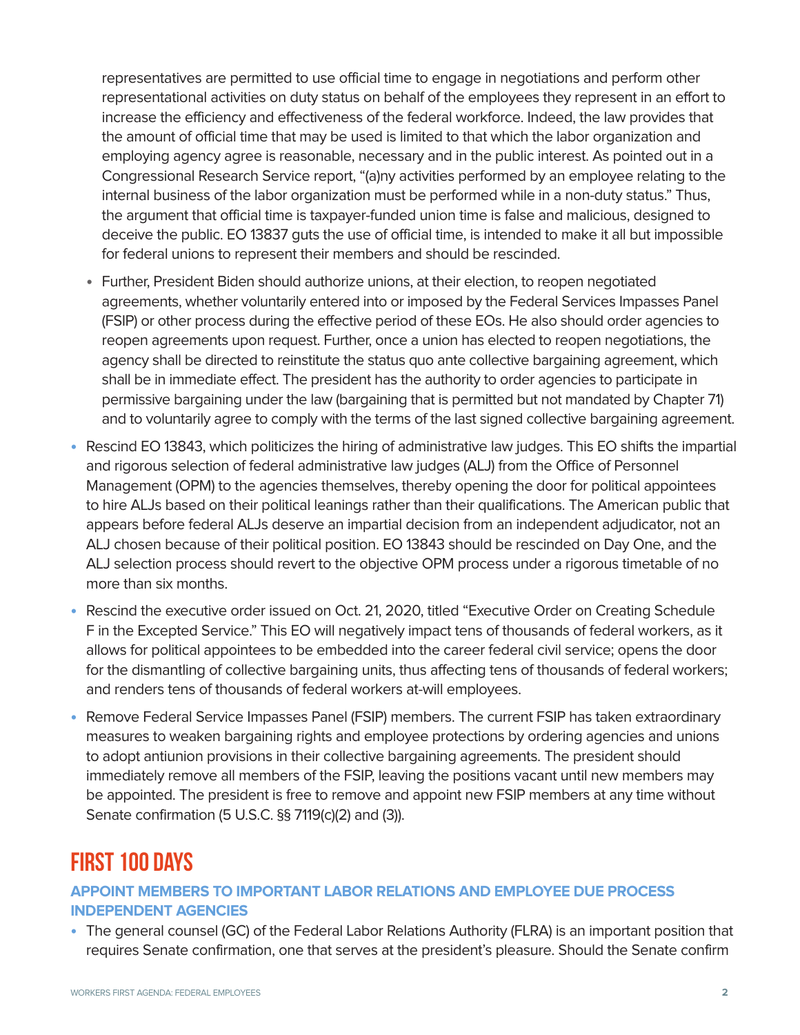representatives are permitted to use official time to engage in negotiations and perform other representational activities on duty status on behalf of the employees they represent in an effort to increase the efficiency and effectiveness of the federal workforce. Indeed, the law provides that the amount of official time that may be used is limited to that which the labor organization and employing agency agree is reasonable, necessary and in the public interest. As pointed out in a Congressional Research Service report, "(a)ny activities performed by an employee relating to the internal business of the labor organization must be performed while in a non-duty status." Thus, the argument that official time is taxpayer-funded union time is false and malicious, designed to deceive the public. EO 13837 guts the use of official time, is intended to make it all but impossible for federal unions to represent their members and should be rescinded.

  - Further, President Biden should authorize unions, at their election, to reopen negotiated agreements, whether voluntarily entered into or imposed by the Federal Services Impasses Panel (FSIP) or other process during the effective period of these EOs. He also should order agencies to reopen agreements upon request. Further, once a union has elected to reopen negotiations, the agency shall be directed to reinstitute the status quo ante collective bargaining agreement, which shall be in immediate effect. The president has the authority to order agencies to participate in permissive bargaining under the law (bargaining that is permitted but not mandated by Chapter 71) and to voluntarily agree to comply with the terms of the last signed collective bargaining agreement.

- Rescind EO 13843, which politicizes the hiring of administrative law judges. This EO shifts the impartial and rigorous selection of federal administrative law judges (ALJ) from the Office of Personnel Management (OPM) to the agencies themselves, thereby opening the door for political appointees to hire ALJs based on their political leanings rather than their qualifications. The American public that appears before federal ALJs deserve an impartial decision from an independent adjudicator, not an ALJ chosen because of their political position. EO 13843 should be rescinded on Day One, and the ALJ selection process should revert to the objective OPM process under a rigorous timetable of no more than six months.
- Rescind the executive order issued on Oct. 21, 2020, titled "Executive Order on Creating Schedule F in the Excepted Service." This EO will negatively impact tens of thousands of federal workers, as it allows for political appointees to be embedded into the career federal civil service; opens the door for the dismantling of collective bargaining units, thus affecting tens of thousands of federal workers; and renders tens of thousands of federal workers at-will employees.
- Remove Federal Service Impasses Panel (FSIP) members. The current FSIP has taken extraordinary measures to weaken bargaining rights and employee protections by ordering agencies and unions to adopt antiunion provisions in their collective bargaining agreements. The president should immediately remove all members of the FSIP, leaving the positions vacant until new members may be appointed. The president is free to remove and appoint new FSIP members at any time without Senate confirmation (5 U.S.C. §§ 7119(c)(2) and (3)).

# FIRST 100 DAYS

### APPOINT MEMBERS TO IMPORTANT LABOR RELATIONS AND EMPLOYEE DUE PROCESS INDEPENDENT AGENCIES

- The general counsel (GC) of the Federal Labor Relations Authority (FLRA) is an important position that requires Senate confirmation, one that serves at the president's pleasure. Should the Senate confirm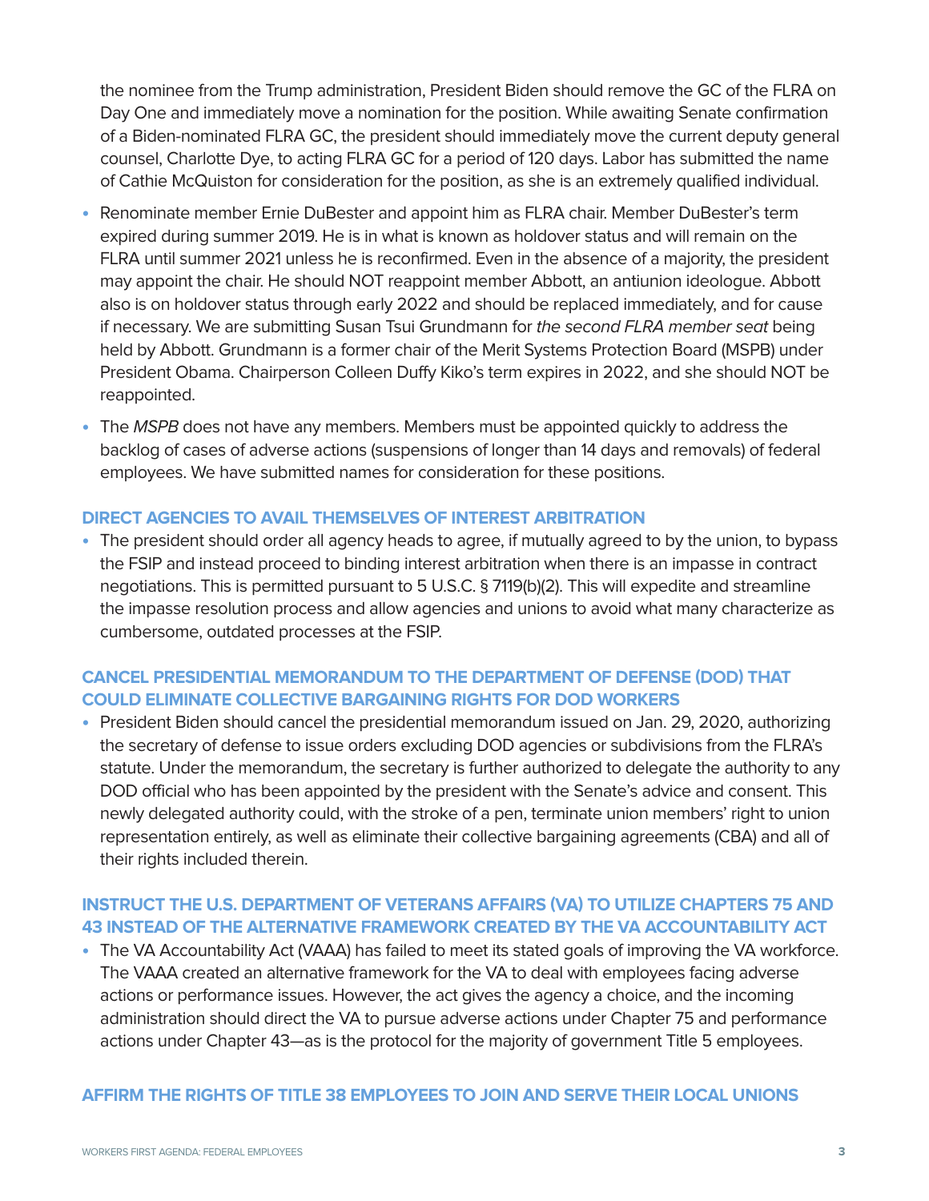the nominee from the Trump administration, President Biden should remove the GC of the FLRA on Day One and immediately move a nomination for the position. While awaiting Senate confirmation of a Biden-nominated FLRA GC, the president should immediately move the current deputy general counsel, Charlotte Dye, to acting FLRA GC for a period of 120 days. Labor has submitted the name of Cathie McQuiston for consideration for the position, as she is an extremely qualified individual.

- Renominate member Ernie DuBester and appoint him as FLRA chair. Member DuBester's term expired during summer 2019. He is in what is known as holdover status and will remain on the FLRA until summer 2021 unless he is reconfirmed. Even in the absence of a majority, the president may appoint the chair. He should NOT reappoint member Abbott, an antiunion ideologue. Abbott also is on holdover status through early 2022 and should be replaced immediately, and for cause if necessary. We are submitting Susan Tsui Grundmann for *the second FLRA member seat* being held by Abbott. Grundmann is a former chair of the Merit Systems Protection Board (MSPB) under President Obama. Chairperson Colleen Duffy Kiko's term expires in 2022, and she should NOT be reappointed.
- The *MSPB* does not have any members. Members must be appointed quickly to address the backlog of cases of adverse actions (suspensions of longer than 14 days and removals) of federal employees. We have submitted names for consideration for these positions.

## DIRECT AGENCIES TO AVAIL THEMSELVES OF INTEREST ARBITRATION

- The president should order all agency heads to agree, if mutually agreed to by the union, to bypass the FSIP and instead proceed to binding interest arbitration when there is an impasse in contract negotiations. This is permitted pursuant to 5 U.S.C. § 7119(b)(2). This will expedite and streamline the impasse resolution process and allow agencies and unions to avoid what many characterize as cumbersome, outdated processes at the FSIP.

## CANCEL PRESIDENTIAL MEMORANDUM TO THE DEPARTMENT OF DEFENSE (DOD) THAT COULD ELIMINATE COLLECTIVE BARGAINING RIGHTS FOR DOD WORKERS

- President Biden should cancel the presidential memorandum issued on Jan. 29, 2020, authorizing the secretary of defense to issue orders excluding DOD agencies or subdivisions from the FLRA's statute. Under the memorandum, the secretary is further authorized to delegate the authority to any DOD official who has been appointed by the president with the Senate's advice and consent. This newly delegated authority could, with the stroke of a pen, terminate union members' right to union representation entirely, as well as eliminate their collective bargaining agreements (CBA) and all of their rights included therein.

## INSTRUCT THE U.S. DEPARTMENT OF VETERANS AFFAIRS (VA) TO UTILIZE CHAPTERS 75 AND 43 INSTEAD OF THE ALTERNATIVE FRAMEWORK CREATED BY THE VA ACCOUNTABILITY ACT

- The VA Accountability Act (VAAA) has failed to meet its stated goals of improving the VA workforce. The VAAA created an alternative framework for the VA to deal with employees facing adverse actions or performance issues. However, the act gives the agency a choice, and the incoming administration should direct the VA to pursue adverse actions under Chapter 75 and performance actions under Chapter 43—as is the protocol for the majority of government Title 5 employees.

## AFFIRM THE RIGHTS OF TITLE 38 EMPLOYEES TO JOIN AND SERVE THEIR LOCAL UNIONS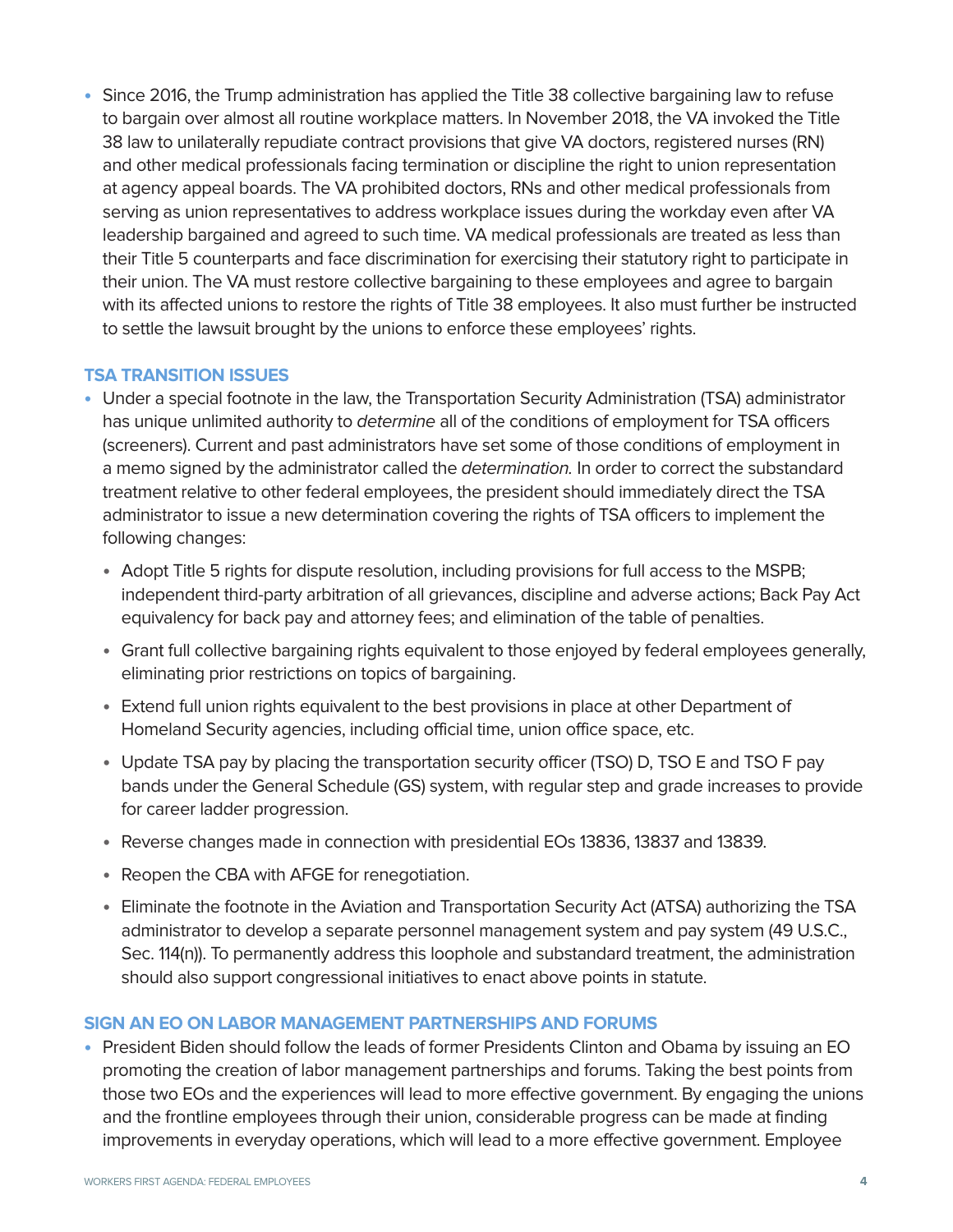- Since 2016, the Trump administration has applied the Title 38 collective bargaining law to refuse to bargain over almost all routine workplace matters. In November 2018, the VA invoked the Title 38 law to unilaterally repudiate contract provisions that give VA doctors, registered nurses (RN) and other medical professionals facing termination or discipline the right to union representation at agency appeal boards. The VA prohibited doctors, RNs and other medical professionals from serving as union representatives to address workplace issues during the workday even after VA leadership bargained and agreed to such time. VA medical professionals are treated as less than their Title 5 counterparts and face discrimination for exercising their statutory right to participate in their union. The VA must restore collective bargaining to these employees and agree to bargain with its affected unions to restore the rights of Title 38 employees. It also must further be instructed to settle the lawsuit brought by the unions to enforce these employees' rights.

### TSA TRANSITION ISSUES

- Under a special footnote in the law, the Transportation Security Administration (TSA) administrator has unique unlimited authority to *determine* all of the conditions of employment for TSA officers (screeners). Current and past administrators have set some of those conditions of employment in a memo signed by the administrator called the *determination.* In order to correct the substandard treatment relative to other federal employees, the president should immediately direct the TSA administrator to issue a new determination covering the rights of TSA officers to implement the following changes:
  - Adopt Title 5 rights for dispute resolution, including provisions for full access to the MSPB; independent third-party arbitration of all grievances, discipline and adverse actions; Back Pay Act equivalency for back pay and attorney fees; and elimination of the table of penalties.
  - Grant full collective bargaining rights equivalent to those enjoyed by federal employees generally, eliminating prior restrictions on topics of bargaining.
  - Extend full union rights equivalent to the best provisions in place at other Department of Homeland Security agencies, including official time, union office space, etc.
  - Update TSA pay by placing the transportation security officer (TSO) D, TSO E and TSO F pay bands under the General Schedule (GS) system, with regular step and grade increases to provide for career ladder progression.
  - Reverse changes made in connection with presidential EOs 13836, 13837 and 13839.
  - Reopen the CBA with AFGE for renegotiation.
  - Eliminate the footnote in the Aviation and Transportation Security Act (ATSA) authorizing the TSA administrator to develop a separate personnel management system and pay system (49 U.S.C., Sec. 114(n)). To permanently address this loophole and substandard treatment, the administration should also support congressional initiatives to enact above points in statute.

### SIGN AN EO ON LABOR MANAGEMENT PARTNERSHIPS AND FORUMS

- President Biden should follow the leads of former Presidents Clinton and Obama by issuing an EO promoting the creation of labor management partnerships and forums. Taking the best points from those two EOs and the experiences will lead to more effective government. By engaging the unions and the frontline employees through their union, considerable progress can be made at finding improvements in everyday operations, which will lead to a more effective government. Employee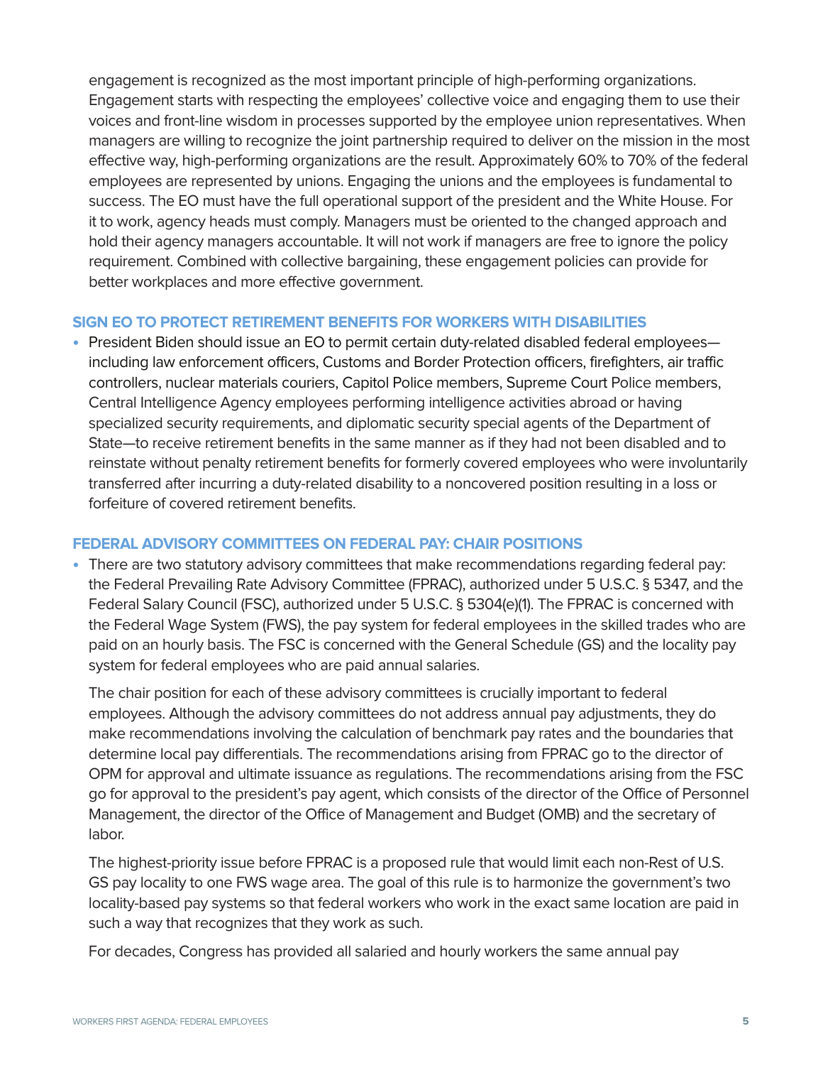engagement is recognized as the most important principle of high-performing organizations. Engagement starts with respecting the employees' collective voice and engaging them to use their voices and front-line wisdom in processes supported by the employee union representatives. When managers are willing to recognize the joint partnership required to deliver on the mission in the most effective way, high-performing organizations are the result. Approximately 60% to 70% of the federal employees are represented by unions. Engaging the unions and the employees is fundamental to success. The EO must have the full operational support of the president and the White House. For it to work, agency heads must comply. Managers must be oriented to the changed approach and hold their agency managers accountable. It will not work if managers are free to ignore the policy requirement. Combined with collective bargaining, these engagement policies can provide for better workplaces and more effective government.

### SIGN EO TO PROTECT RETIREMENT BENEFITS FOR WORKERS WITH DISABILITIES

- President Biden should issue an EO to permit certain duty-related disabled federal employees—including law enforcement officers, Customs and Border Protection officers, firefighters, air traffic controllers, nuclear materials couriers, Capitol Police members, Supreme Court Police members, Central Intelligence Agency employees performing intelligence activities abroad or having specialized security requirements, and diplomatic security special agents of the Department of State—to receive retirement benefits in the same manner as if they had not been disabled and to reinstate without penalty retirement benefits for formerly covered employees who were involuntarily transferred after incurring a duty-related disability to a noncovered position resulting in a loss or forfeiture of covered retirement benefits.

### FEDERAL ADVISORY COMMITTEES ON FEDERAL PAY: CHAIR POSITIONS

- There are two statutory advisory committees that make recommendations regarding federal pay: the Federal Prevailing Rate Advisory Committee (FPRAC), authorized under 5 U.S.C. § 5347, and the Federal Salary Council (FSC), authorized under 5 U.S.C. § 5304(e)(1). The FPRAC is concerned with the Federal Wage System (FWS), the pay system for federal employees in the skilled trades who are paid on an hourly basis. The FSC is concerned with the General Schedule (GS) and the locality pay system for federal employees who are paid annual salaries.

  The chair position for each of these advisory committees is crucially important to federal employees. Although the advisory committees do not address annual pay adjustments, they do make recommendations involving the calculation of benchmark pay rates and the boundaries that determine local pay differentials. The recommendations arising from FPRAC go to the director of OPM for approval and ultimate issuance as regulations. The recommendations arising from the FSC go for approval to the president's pay agent, which consists of the director of the Office of Personnel Management, the director of the Office of Management and Budget (OMB) and the secretary of labor.

  The highest-priority issue before FPRAC is a proposed rule that would limit each non-Rest of U.S. GS pay locality to one FWS wage area. The goal of this rule is to harmonize the government's two locality-based pay systems so that federal workers who work in the exact same location are paid in such a way that recognizes that they work as such.

  For decades, Congress has provided all salaried and hourly workers the same annual pay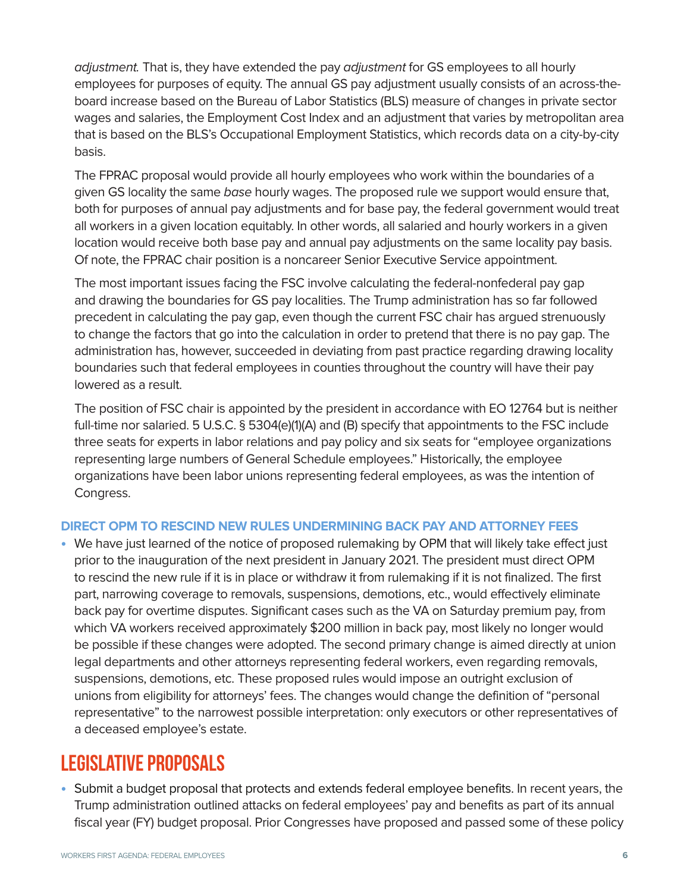*adjustment.* That is, they have extended the pay *adjustment* for GS employees to all hourly employees for purposes of equity. The annual GS pay adjustment usually consists of an across-the-board increase based on the Bureau of Labor Statistics (BLS) measure of changes in private sector wages and salaries, the Employment Cost Index and an adjustment that varies by metropolitan area that is based on the BLS's Occupational Employment Statistics, which records data on a city-by-city basis.

The FPRAC proposal would provide all hourly employees who work within the boundaries of a given GS locality the same *base* hourly wages. The proposed rule we support would ensure that, both for purposes of annual pay adjustments and for base pay, the federal government would treat all workers in a given location equitably. In other words, all salaried and hourly workers in a given location would receive both base pay and annual pay adjustments on the same locality pay basis. Of note, the FPRAC chair position is a noncareer Senior Executive Service appointment.

The most important issues facing the FSC involve calculating the federal-nonfederal pay gap and drawing the boundaries for GS pay localities. The Trump administration has so far followed precedent in calculating the pay gap, even though the current FSC chair has argued strenuously to change the factors that go into the calculation in order to pretend that there is no pay gap. The administration has, however, succeeded in deviating from past practice regarding drawing locality boundaries such that federal employees in counties throughout the country will have their pay lowered as a result.

The position of FSC chair is appointed by the president in accordance with EO 12764 but is neither full-time nor salaried. 5 U.S.C. § 5304(e)(1)(A) and (B) specify that appointments to the FSC include three seats for experts in labor relations and pay policy and six seats for "employee organizations representing large numbers of General Schedule employees." Historically, the employee organizations have been labor unions representing federal employees, as was the intention of Congress.

### DIRECT OPM TO RESCIND NEW RULES UNDERMINING BACK PAY AND ATTORNEY FEES

- We have just learned of the notice of proposed rulemaking by OPM that will likely take effect just prior to the inauguration of the next president in January 2021. The president must direct OPM to rescind the new rule if it is in place or withdraw it from rulemaking if it is not finalized. The first part, narrowing coverage to removals, suspensions, demotions, etc., would effectively eliminate back pay for overtime disputes. Significant cases such as the VA on Saturday premium pay, from which VA workers received approximately $200 million in back pay, most likely no longer would be possible if these changes were adopted. The second primary change is aimed directly at union legal departments and other attorneys representing federal workers, even regarding removals, suspensions, demotions, etc. These proposed rules would impose an outright exclusion of unions from eligibility for attorneys' fees. The changes would change the definition of "personal representative" to the narrowest possible interpretation: only executors or other representatives of a deceased employee's estate.

## LEGISLATIVE PROPOSALS

- Submit a budget proposal that protects and extends federal employee benefits. In recent years, the Trump administration outlined attacks on federal employees' pay and benefits as part of its annual fiscal year (FY) budget proposal. Prior Congresses have proposed and passed some of these policy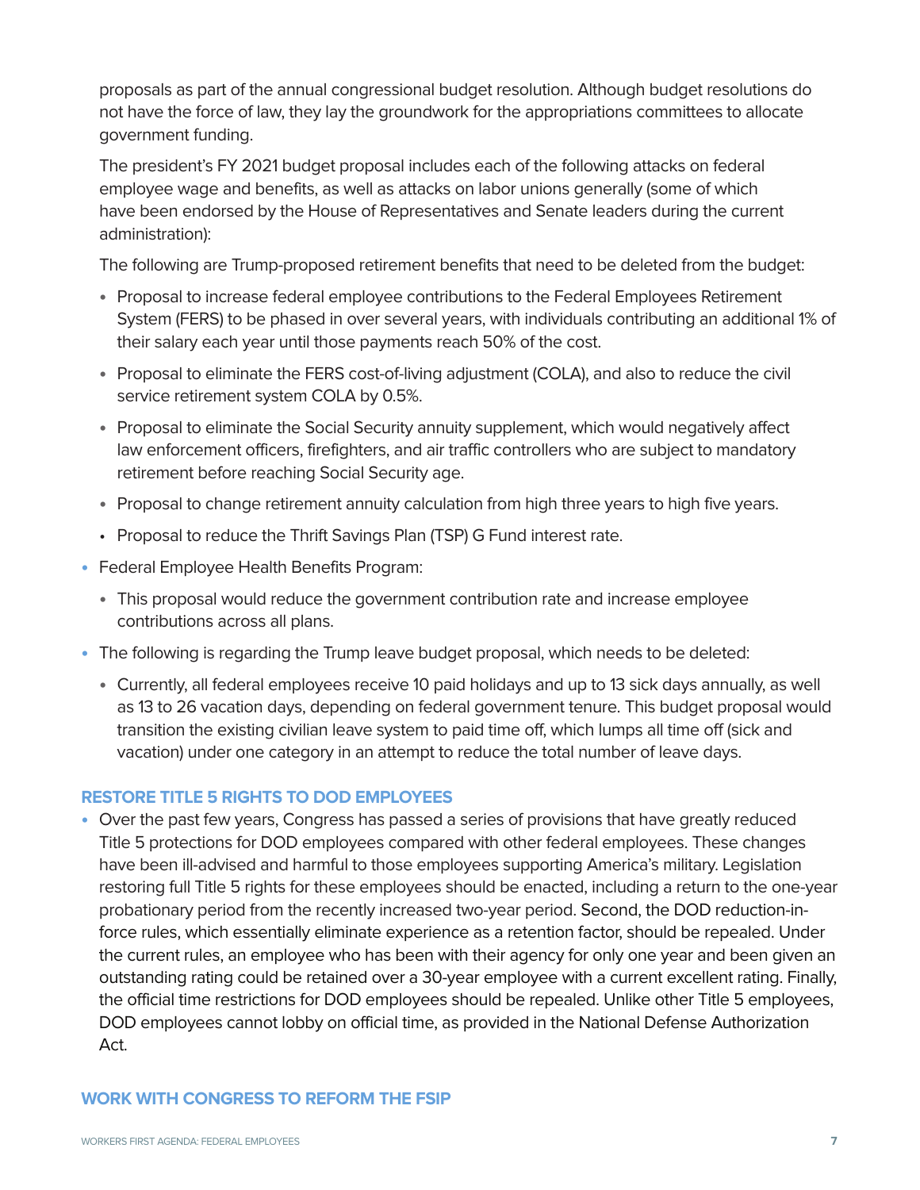proposals as part of the annual congressional budget resolution. Although budget resolutions do not have the force of law, they lay the groundwork for the appropriations committees to allocate government funding.

The president's FY 2021 budget proposal includes each of the following attacks on federal employee wage and benefits, as well as attacks on labor unions generally (some of which have been endorsed by the House of Representatives and Senate leaders during the current administration):

The following are Trump-proposed retirement benefits that need to be deleted from the budget:

- Proposal to increase federal employee contributions to the Federal Employees Retirement System (FERS) to be phased in over several years, with individuals contributing an additional 1% of their salary each year until those payments reach 50% of the cost.
- Proposal to eliminate the FERS cost-of-living adjustment (COLA), and also to reduce the civil service retirement system COLA by 0.5%.
- Proposal to eliminate the Social Security annuity supplement, which would negatively affect law enforcement officers, firefighters, and air traffic controllers who are subject to mandatory retirement before reaching Social Security age.
- Proposal to change retirement annuity calculation from high three years to high five years.
- Proposal to reduce the Thrift Savings Plan (TSP) G Fund interest rate.

- Federal Employee Health Benefits Program:
  - This proposal would reduce the government contribution rate and increase employee contributions across all plans.
- The following is regarding the Trump leave budget proposal, which needs to be deleted:
  - Currently, all federal employees receive 10 paid holidays and up to 13 sick days annually, as well as 13 to 26 vacation days, depending on federal government tenure. This budget proposal would transition the existing civilian leave system to paid time off, which lumps all time off (sick and vacation) under one category in an attempt to reduce the total number of leave days.

## RESTORE TITLE 5 RIGHTS TO DOD EMPLOYEES

- Over the past few years, Congress has passed a series of provisions that have greatly reduced Title 5 protections for DOD employees compared with other federal employees. These changes have been ill-advised and harmful to those employees supporting America's military. Legislation restoring full Title 5 rights for these employees should be enacted, including a return to the one-year probationary period from the recently increased two-year period. Second, the DOD reduction-in-force rules, which essentially eliminate experience as a retention factor, should be repealed. Under the current rules, an employee who has been with their agency for only one year and been given an outstanding rating could be retained over a 30-year employee with a current excellent rating. Finally, the official time restrictions for DOD employees should be repealed. Unlike other Title 5 employees, DOD employees cannot lobby on official time, as provided in the National Defense Authorization Act.

## WORK WITH CONGRESS TO REFORM THE FSIP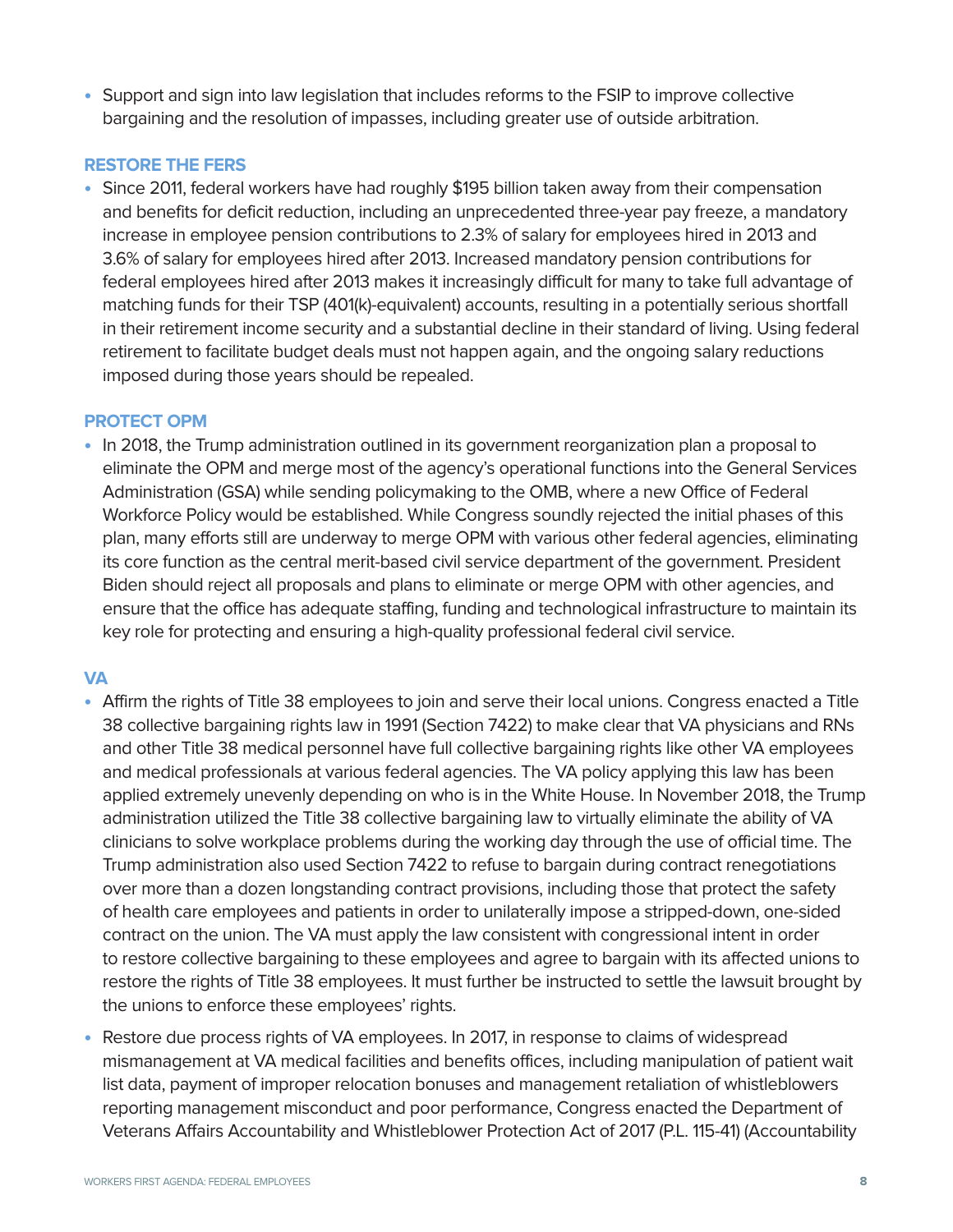- Support and sign into law legislation that includes reforms to the FSIP to improve collective bargaining and the resolution of impasses, including greater use of outside arbitration.

### RESTORE THE FERS

- Since 2011, federal workers have had roughly $195 billion taken away from their compensation and benefits for deficit reduction, including an unprecedented three-year pay freeze, a mandatory increase in employee pension contributions to 2.3% of salary for employees hired in 2013 and 3.6% of salary for employees hired after 2013. Increased mandatory pension contributions for federal employees hired after 2013 makes it increasingly difficult for many to take full advantage of matching funds for their TSP (401(k)-equivalent) accounts, resulting in a potentially serious shortfall in their retirement income security and a substantial decline in their standard of living. Using federal retirement to facilitate budget deals must not happen again, and the ongoing salary reductions imposed during those years should be repealed.

### PROTECT OPM

- In 2018, the Trump administration outlined in its government reorganization plan a proposal to eliminate the OPM and merge most of the agency's operational functions into the General Services Administration (GSA) while sending policymaking to the OMB, where a new Office of Federal Workforce Policy would be established. While Congress soundly rejected the initial phases of this plan, many efforts still are underway to merge OPM with various other federal agencies, eliminating its core function as the central merit-based civil service department of the government. President Biden should reject all proposals and plans to eliminate or merge OPM with other agencies, and ensure that the office has adequate staffing, funding and technological infrastructure to maintain its key role for protecting and ensuring a high-quality professional federal civil service.

### VA

- Affirm the rights of Title 38 employees to join and serve their local unions. Congress enacted a Title 38 collective bargaining rights law in 1991 (Section 7422) to make clear that VA physicians and RNs and other Title 38 medical personnel have full collective bargaining rights like other VA employees and medical professionals at various federal agencies. The VA policy applying this law has been applied extremely unevenly depending on who is in the White House. In November 2018, the Trump administration utilized the Title 38 collective bargaining law to virtually eliminate the ability of VA clinicians to solve workplace problems during the working day through the use of official time. The Trump administration also used Section 7422 to refuse to bargain during contract renegotiations over more than a dozen longstanding contract provisions, including those that protect the safety of health care employees and patients in order to unilaterally impose a stripped-down, one-sided contract on the union. The VA must apply the law consistent with congressional intent in order to restore collective bargaining to these employees and agree to bargain with its affected unions to restore the rights of Title 38 employees. It must further be instructed to settle the lawsuit brought by the unions to enforce these employees' rights.
- Restore due process rights of VA employees. In 2017, in response to claims of widespread mismanagement at VA medical facilities and benefits offices, including manipulation of patient wait list data, payment of improper relocation bonuses and management retaliation of whistleblowers reporting management misconduct and poor performance, Congress enacted the Department of Veterans Affairs Accountability and Whistleblower Protection Act of 2017 (P.L. 115-41) (Accountability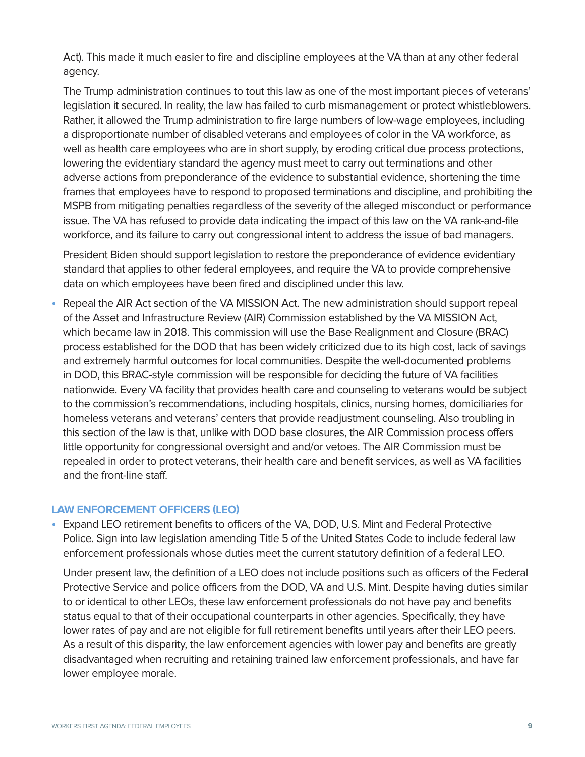Act). This made it much easier to fire and discipline employees at the VA than at any other federal agency.

The Trump administration continues to tout this law as one of the most important pieces of veterans' legislation it secured. In reality, the law has failed to curb mismanagement or protect whistleblowers. Rather, it allowed the Trump administration to fire large numbers of low-wage employees, including a disproportionate number of disabled veterans and employees of color in the VA workforce, as well as health care employees who are in short supply, by eroding critical due process protections, lowering the evidentiary standard the agency must meet to carry out terminations and other adverse actions from preponderance of the evidence to substantial evidence, shortening the time frames that employees have to respond to proposed terminations and discipline, and prohibiting the MSPB from mitigating penalties regardless of the severity of the alleged misconduct or performance issue. The VA has refused to provide data indicating the impact of this law on the VA rank-and-file workforce, and its failure to carry out congressional intent to address the issue of bad managers.

President Biden should support legislation to restore the preponderance of evidence evidentiary standard that applies to other federal employees, and require the VA to provide comprehensive data on which employees have been fired and disciplined under this law.

- Repeal the AIR Act section of the VA MISSION Act. The new administration should support repeal of the Asset and Infrastructure Review (AIR) Commission established by the VA MISSION Act, which became law in 2018. This commission will use the Base Realignment and Closure (BRAC) process established for the DOD that has been widely criticized due to its high cost, lack of savings and extremely harmful outcomes for local communities. Despite the well-documented problems in DOD, this BRAC-style commission will be responsible for deciding the future of VA facilities nationwide. Every VA facility that provides health care and counseling to veterans would be subject to the commission's recommendations, including hospitals, clinics, nursing homes, domiciliaries for homeless veterans and veterans' centers that provide readjustment counseling. Also troubling in this section of the law is that, unlike with DOD base closures, the AIR Commission process offers little opportunity for congressional oversight and and/or vetoes. The AIR Commission must be repealed in order to protect veterans, their health care and benefit services, as well as VA facilities and the front-line staff.

### LAW ENFORCEMENT OFFICERS (LEO)

- Expand LEO retirement benefits to officers of the VA, DOD, U.S. Mint and Federal Protective Police. Sign into law legislation amending Title 5 of the United States Code to include federal law enforcement professionals whose duties meet the current statutory definition of a federal LEO.

  Under present law, the definition of a LEO does not include positions such as officers of the Federal Protective Service and police officers from the DOD, VA and U.S. Mint. Despite having duties similar to or identical to other LEOs, these law enforcement professionals do not have pay and benefits status equal to that of their occupational counterparts in other agencies. Specifically, they have lower rates of pay and are not eligible for full retirement benefits until years after their LEO peers. As a result of this disparity, the law enforcement agencies with lower pay and benefits are greatly disadvantaged when recruiting and retaining trained law enforcement professionals, and have far lower employee morale.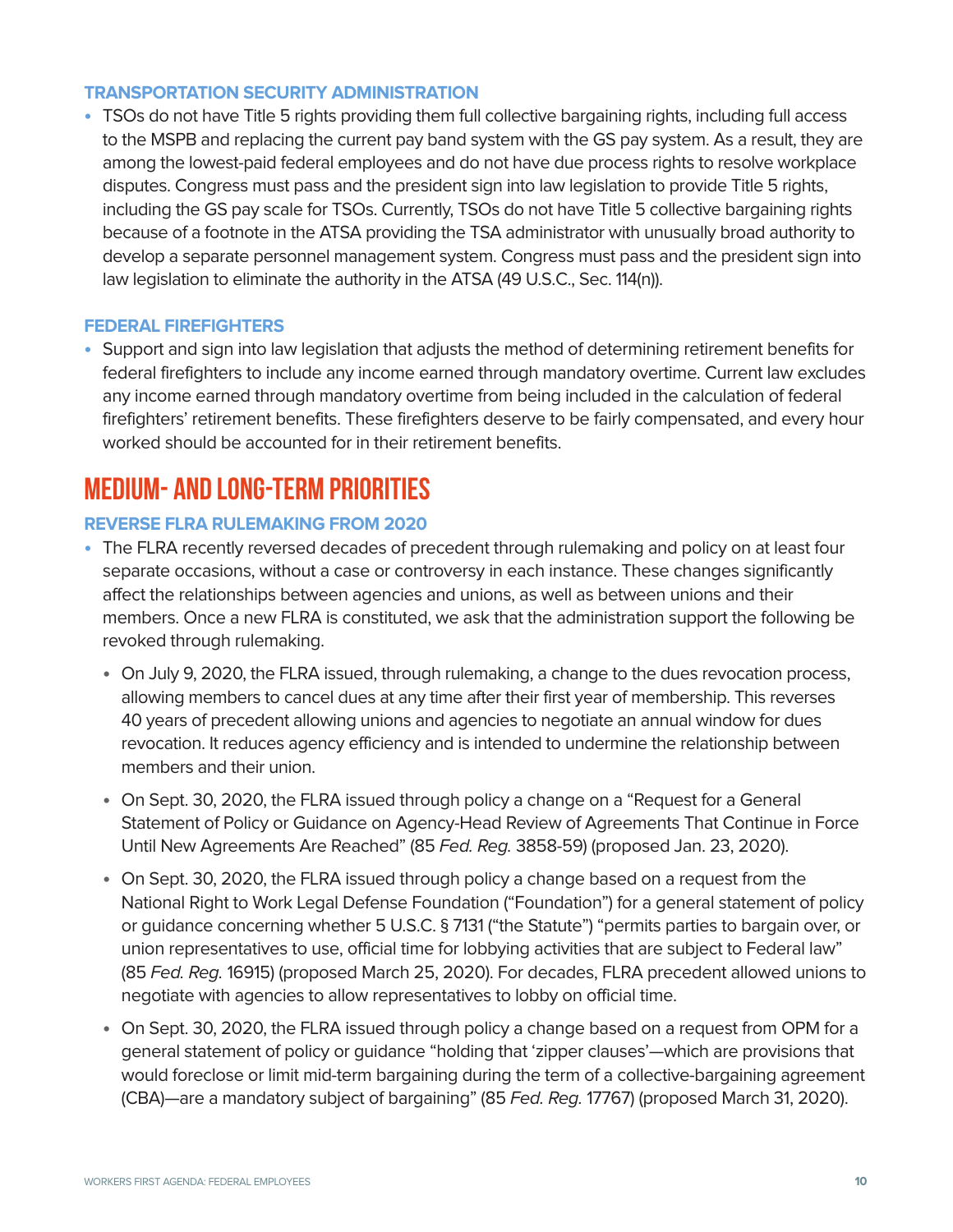### TRANSPORTATION SECURITY ADMINISTRATION

- TSOs do not have Title 5 rights providing them full collective bargaining rights, including full access to the MSPB and replacing the current pay band system with the GS pay system. As a result, they are among the lowest-paid federal employees and do not have due process rights to resolve workplace disputes. Congress must pass and the president sign into law legislation to provide Title 5 rights, including the GS pay scale for TSOs. Currently, TSOs do not have Title 5 collective bargaining rights because of a footnote in the ATSA providing the TSA administrator with unusually broad authority to develop a separate personnel management system. Congress must pass and the president sign into law legislation to eliminate the authority in the ATSA (49 U.S.C., Sec. 114(n)).

### FEDERAL FIREFIGHTERS

- Support and sign into law legislation that adjusts the method of determining retirement benefits for federal firefighters to include any income earned through mandatory overtime. Current law excludes any income earned through mandatory overtime from being included in the calculation of federal firefighters' retirement benefits. These firefighters deserve to be fairly compensated, and every hour worked should be accounted for in their retirement benefits.

## MEDIUM- AND LONG-TERM PRIORITIES

### REVERSE FLRA RULEMAKING FROM 2020

- The FLRA recently reversed decades of precedent through rulemaking and policy on at least four separate occasions, without a case or controversy in each instance. These changes significantly affect the relationships between agencies and unions, as well as between unions and their members. Once a new FLRA is constituted, we ask that the administration support the following be revoked through rulemaking.
    - On July 9, 2020, the FLRA issued, through rulemaking, a change to the dues revocation process, allowing members to cancel dues at any time after their first year of membership. This reverses 40 years of precedent allowing unions and agencies to negotiate an annual window for dues revocation. It reduces agency efficiency and is intended to undermine the relationship between members and their union.
    - On Sept. 30, 2020, the FLRA issued through policy a change on a "Request for a General Statement of Policy or Guidance on Agency-Head Review of Agreements That Continue in Force Until New Agreements Are Reached" (85 *Fed. Reg.* 3858-59) (proposed Jan. 23, 2020).
    - On Sept. 30, 2020, the FLRA issued through policy a change based on a request from the National Right to Work Legal Defense Foundation ("Foundation") for a general statement of policy or guidance concerning whether 5 U.S.C. § 7131 ("the Statute") "permits parties to bargain over, or union representatives to use, official time for lobbying activities that are subject to Federal law" (85 *Fed. Reg.* 16915) (proposed March 25, 2020). For decades, FLRA precedent allowed unions to negotiate with agencies to allow representatives to lobby on official time.
    - On Sept. 30, 2020, the FLRA issued through policy a change based on a request from OPM for a general statement of policy or guidance "holding that 'zipper clauses'—which are provisions that would foreclose or limit mid-term bargaining during the term of a collective-bargaining agreement (CBA)—are a mandatory subject of bargaining" (85 *Fed. Reg.* 17767) (proposed March 31, 2020).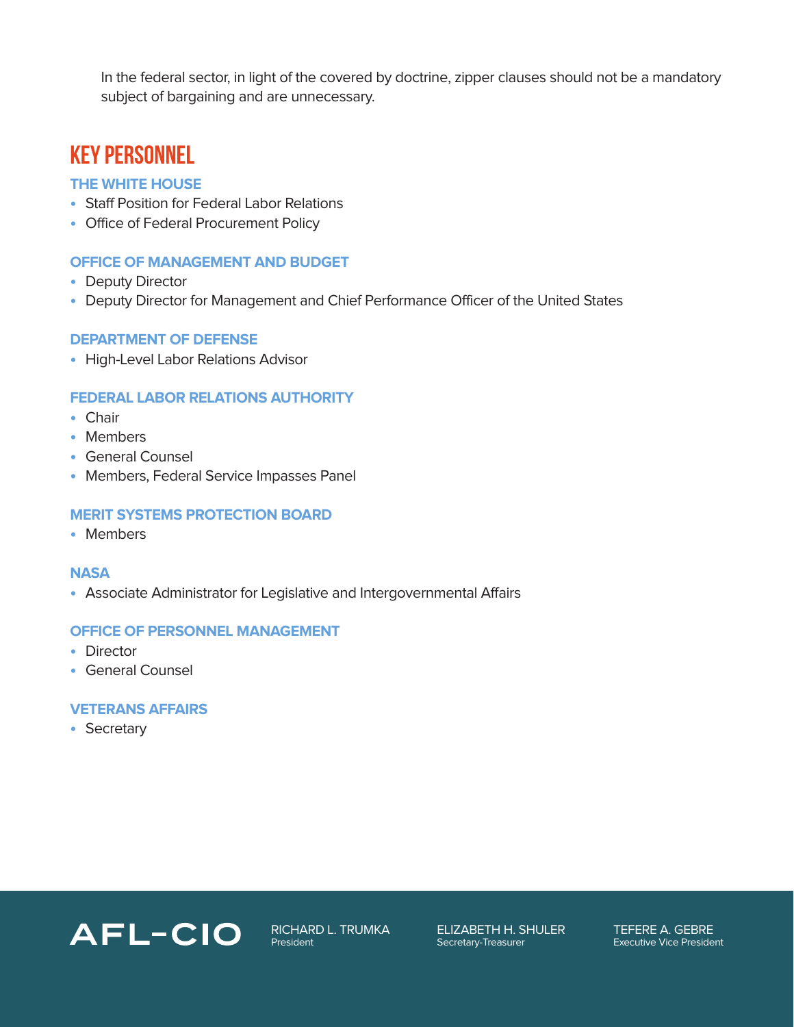In the federal sector, in light of the covered by doctrine, zipper clauses should not be a mandatory subject of bargaining and are unnecessary.

## KEY PERSONNEL

### THE WHITE HOUSE

- Staff Position for Federal Labor Relations
- Office of Federal Procurement Policy

### OFFICE OF MANAGEMENT AND BUDGET

- Deputy Director
- Deputy Director for Management and Chief Performance Officer of the United States

### DEPARTMENT OF DEFENSE

- High-Level Labor Relations Advisor

### FEDERAL LABOR RELATIONS AUTHORITY

- Chair
- Members
- General Counsel
- Members, Federal Service Impasses Panel

### MERIT SYSTEMS PROTECTION BOARD

- Members

### NASA

- Associate Administrator for Legislative and Intergovernmental Affairs

### OFFICE OF PERSONNEL MANAGEMENT

- Director
- General Counsel

### VETERANS AFFAIRS

- Secretary

AFL-CIO

RICHARD L. TRUMKA
President

ELIZABETH H. SHULER
Secretary-Treasurer

TEFERE A. GEBRE
Executive Vice President